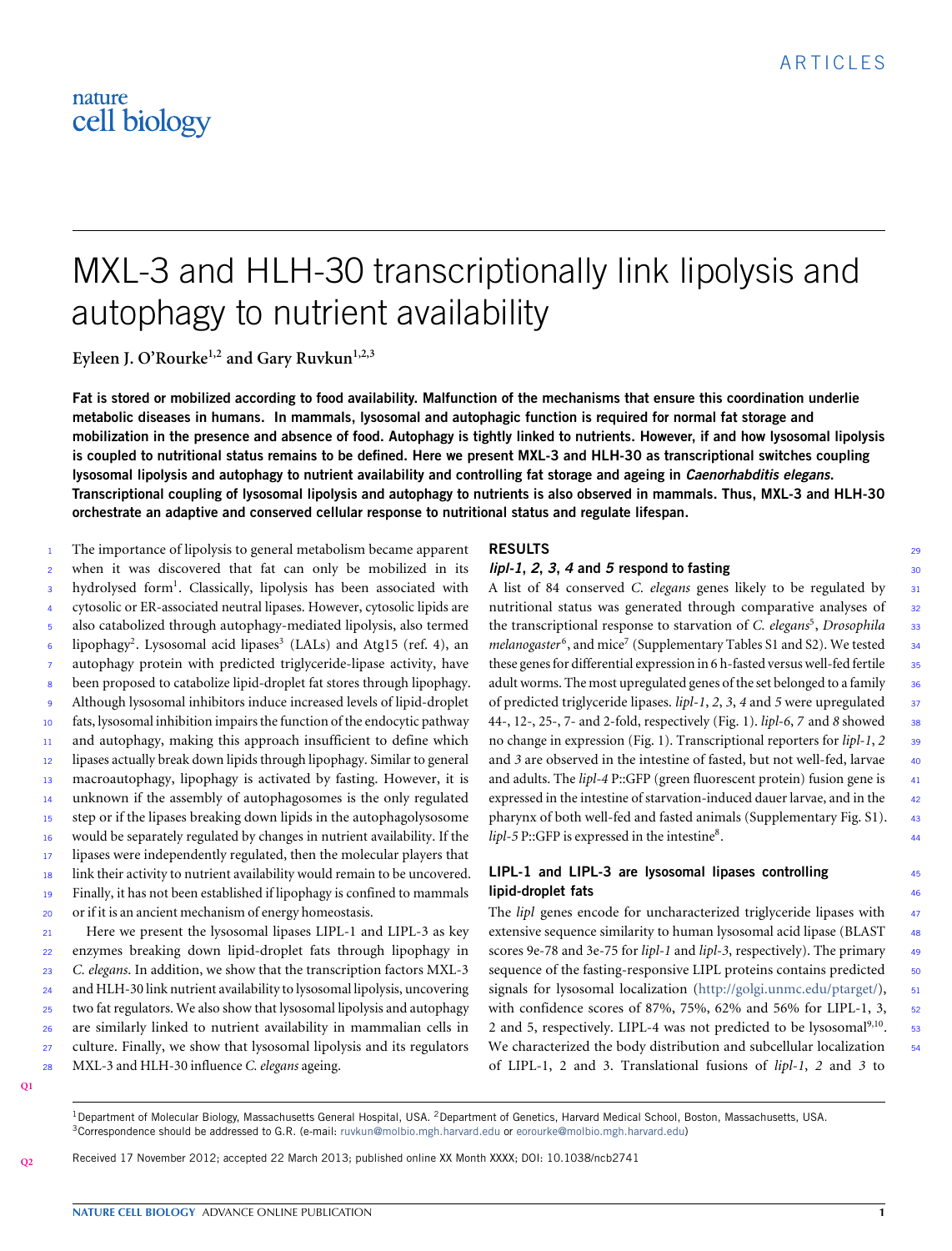# MXL-3 and HLH-30 transcriptionally link lipolysis and autophagy to nutrient availability

**Eyleen J. O'Rourke[1,2] and Gary Ruvkun[1,2,3]**

**Fat is stored or mobilized according to food availability. Malfunction of the mechanisms that ensure this coordination underlie metabolic diseases in humans. In mammals, lysosomal and autophagic function is required for normal fat storage and mobilization in the presence and absence of food. Autophagy is tightly linked to nutrients. However, if and how lysosomal lipolysis is coupled to nutritional status remains to be defined. Here we present MXL-3 and HLH-30 as transcriptional switches coupling lysosomal lipolysis and autophagy to nutrient availability and controlling fat storage and ageing in *Caenorhabditis elegans*. Transcriptional coupling of lysosomal lipolysis and autophagy to nutrients is also observed in mammals. Thus, MXL-3 and HLH-30 orchestrate an adaptive and conserved cellular response to nutritional status and regulate lifespan.**

The importance of lipolysis to general metabolism became apparent when it was discovered that fat can only be mobilized in its hydrolysed form[1]. Classically, lipolysis has been associated with cytosolic or ER-associated neutral lipases. However, cytosolic lipids are also catabolized through autophagy-mediated lipolysis, also termed lipophagy[2]. Lysosomal acid lipases[3] (LALs) and Atg15 (ref. 4), an autophagy protein with predicted triglyceride-lipase activity, have been proposed to catabolize lipid-droplet fat stores through lipophagy. Although lysosomal inhibitors induce increased levels of lipid-droplet fats, lysosomal inhibition impairs the function of the endocytic pathway and autophagy, making this approach insufficient to define which lipases actually break down lipids through lipophagy. Similar to general macroautophagy, lipophagy is activated by fasting. However, it is unknown if the assembly of autophagosomes is the only regulated step or if the lipases breaking down lipids in the autophagolysosome would be separately regulated by changes in nutrient availability. If the lipases were independently regulated, then the molecular players that link their activity to nutrient availability would remain to be uncovered. Finally, it has not been established if lipophagy is confined to mammals or if it is an ancient mechanism of energy homeostasis.

Here we present the lysosomal lipases LIPL-1 and LIPL-3 as key enzymes breaking down lipid-droplet fats through lipophagy in *C. elegans*. In addition, we show that the transcription factors MXL-3 and HLH-30 link nutrient availability to lysosomal lipolysis, uncovering two fat regulators. We also show that lysosomal lipolysis and autophagy are similarly linked to nutrient availability in mammalian cells in culture. Finally, we show that lysosomal lipolysis and its regulators MXL-3 and HLH-30 influence *C. elegans* ageing.

## RESULTS

### *lipl-1*, *2*, *3*, *4* and *5* respond to fasting

A list of 84 conserved *C. elegans* genes likely to be regulated by nutritional status was generated through comparative analyses of the transcriptional response to starvation of *C. elegans*[5], *Drosophila melanogaster*[6], and mice[7] (Supplementary Tables S1 and S2). We tested these genes for differential expression in 6 h-fasted versus well-fed fertile adult worms. The most upregulated genes of the set belonged to a family of predicted triglyceride lipases. *lipl-1*, *2*, *3*, *4* and *5* were upregulated 44-, 12-, 25-, 7- and 2-fold, respectively (Fig. 1). *lipl-6*, *7* and *8* showed no change in expression (Fig. 1). Transcriptional reporters for *lipl-1*, *2* and *3* are observed in the intestine of fasted, but not well-fed, larvae and adults. The *lipl-4* P::GFP (green fluorescent protein) fusion gene is expressed in the intestine of starvation-induced dauer larvae, and in the pharynx of both well-fed and fasted animals (Supplementary Fig. S1). *lipl-5* P::GFP is expressed in the intestine[8].

### LIPL-1 and LIPL-3 are lysosomal lipases controlling lipid-droplet fats

The *lipl* genes encode for uncharacterized triglyceride lipases with extensive sequence similarity to human lysosomal acid lipase (BLAST scores 9e-78 and 3e-75 for *lipl-1* and *lipl-3*, respectively). The primary sequence of the fasting-responsive LIPL proteins contains predicted signals for lysosomal localization (http://golgi.unmc.edu/ptarget/), with confidence scores of 87%, 75%, 62% and 56% for LIPL-1, 3, 2 and 5, respectively. LIPL-4 was not predicted to be lysosomal[9,10]. We characterized the body distribution and subcellular localization of LIPL-1, 2 and 3. Translational fusions of *lipl-1*, *2* and *3* to

[1]Department of Molecular Biology, Massachusetts General Hospital, USA. [2]Department of Genetics, Harvard Medical School, Boston, Massachusetts, USA. [3]Correspondence should be addressed to G.R. (e-mail: ruvkun@molbio.mgh.harvard.edu or eorourke@molbio.mgh.harvard.edu)

Received 17 November 2012; accepted 22 March 2013; published online XX Month XXXX; DOI: 10.1038/ncb2741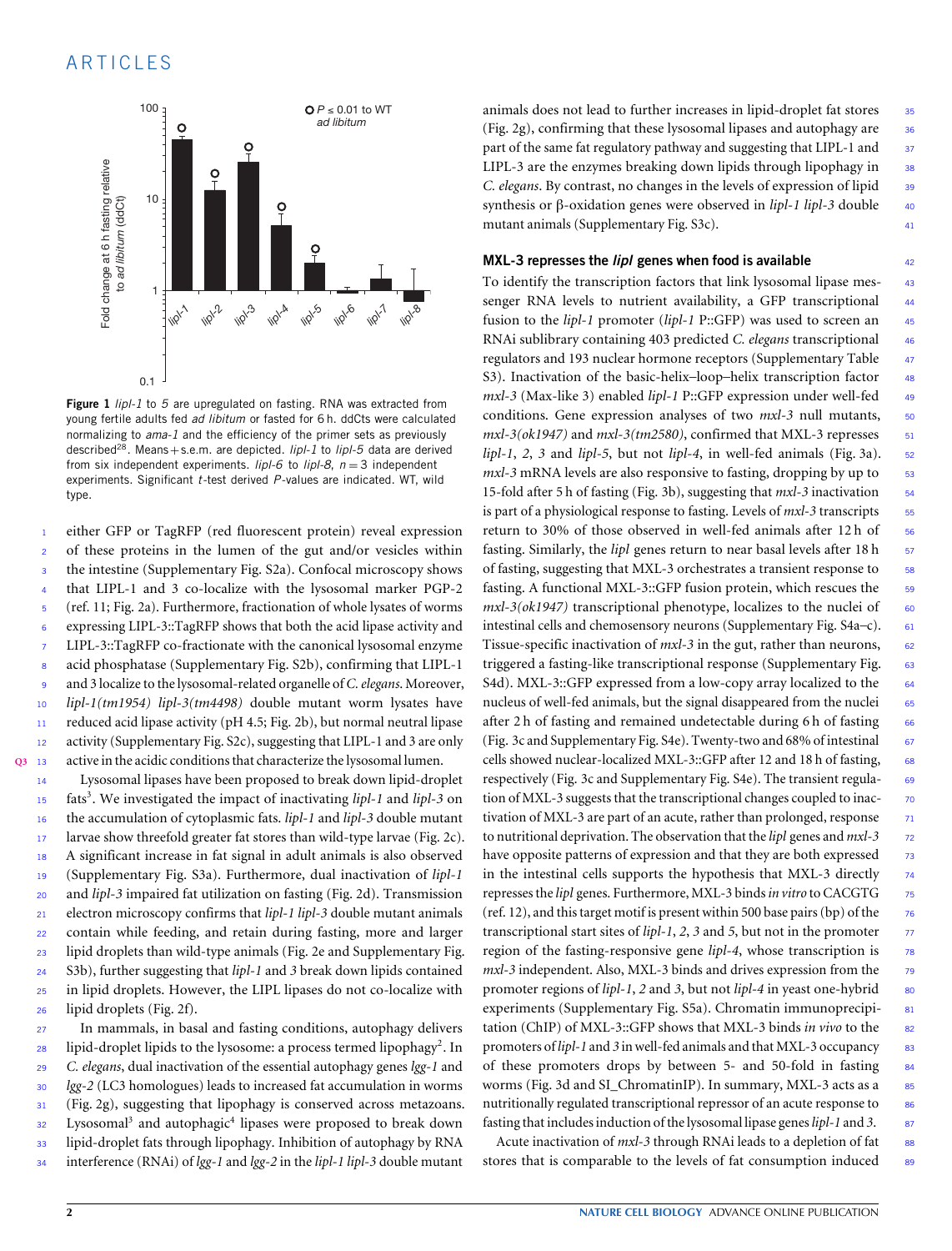**Figure 1** *lipl-1* to *5* are upregulated on fasting. RNA was extracted from young fertile adults fed *ad libitum* or fasted for 6 h. ddCts were calculated normalizing to *ama-1* and the efficiency of the primer sets as previously described[28]. Means + s.e.m. are depicted. *lipl-1* to *lipl-5* data are derived from six independent experiments. *lipl-6* to *lipl-8*, $n = 3$ independent experiments. Significant *t*-test derived *P*-values are indicated. WT, wild type.

either GFP or TagRFP (red fluorescent protein) reveal expression of these proteins in the lumen of the gut and/or vesicles within the intestine (Supplementary Fig. S2a). Confocal microscopy shows that LIPL-1 and 3 co-localize with the lysosomal marker PGP-2 (ref. 11; Fig. 2a). Furthermore, fractionation of whole lysates of worms expressing LIPL-3::TagRFP shows that both the acid lipase activity and LIPL-3::TagRFP co-fractionate with the canonical lysosomal enzyme acid phosphatase (Supplementary Fig. S2b), confirming that LIPL-1 and 3 localize to the lysosomal-related organelle of *C. elegans*. Moreover, *lipl-1(tm1954) lipl-3(tm4498)* double mutant worm lysates have reduced acid lipase activity (pH 4.5; Fig. 2b), but normal neutral lipase activity (Supplementary Fig. S2c), suggesting that LIPL-1 and 3 are only active in the acidic conditions that characterize the lysosomal lumen.

Lysosomal lipases have been proposed to break down lipid-droplet fats[3]. We investigated the impact of inactivating *lipl-1* and *lipl-3* on the accumulation of cytoplasmic fats. *lipl-1* and *lipl-3* double mutant larvae show threefold greater fat stores than wild-type larvae (Fig. 2c). A significant increase in fat signal in adult animals is also observed (Supplementary Fig. S3a). Furthermore, dual inactivation of *lipl-1* and *lipl-3* impaired fat utilization on fasting (Fig. 2d). Transmission electron microscopy confirms that *lipl-1 lipl-3* double mutant animals contain while feeding, and retain during fasting, more and larger lipid droplets than wild-type animals (Fig. 2e and Supplementary Fig. S3b), further suggesting that *lipl-1* and *3* break down lipids contained in lipid droplets. However, the LIPL lipases do not co-localize with lipid droplets (Fig. 2f).

In mammals, in basal and fasting conditions, autophagy delivers lipid-droplet lipids to the lysosome: a process termed lipophagy[2]. In *C. elegans*, dual inactivation of the essential autophagy genes *lgg-1* and *lgg-2* (LC3 homologues) leads to increased fat accumulation in worms (Fig. 2g), suggesting that lipophagy is conserved across metazoans. Lysosomal[3] and autophagic[4] lipases were proposed to break down lipid-droplet fats through lipophagy. Inhibition of autophagy by RNA interference (RNAi) of *lgg-1* and *lgg-2* in the *lipl-1 lipl-3* double mutant animals does not lead to further increases in lipid-droplet fat stores (Fig. 2g), confirming that these lysosomal lipases and autophagy are part of the same fat regulatory pathway and suggesting that LIPL-1 and LIPL-3 are the enzymes breaking down lipids through lipophagy in *C. elegans*. By contrast, no changes in the levels of expression of lipid synthesis or β-oxidation genes were observed in *lipl-1 lipl-3* double mutant animals (Supplementary Fig. S3c).

### MXL-3 represses the *lipl* genes when food is available

To identify the transcription factors that link lysosomal lipase messenger RNA levels to nutrient availability, a GFP transcriptional fusion to the *lipl-1* promoter (*lipl-1* P::GFP) was used to screen an RNAi sublibrary containing 403 predicted *C. elegans* transcriptional regulators and 193 nuclear hormone receptors (Supplementary Table S3). Inactivation of the basic-helix–loop–helix transcription factor *mxl-3* (Max-like 3) enabled *lipl-1* P::GFP expression under well-fed conditions. Gene expression analyses of two *mxl-3* null mutants, *mxl-3(ok1947)* and *mxl-3(tm2580)*, confirmed that MXL-3 represses *lipl-1*, *2*, *3* and *lipl-5*, but not *lipl-4*, in well-fed animals (Fig. 3a). *mxl-3* mRNA levels are also responsive to fasting, dropping by up to 15-fold after 5 h of fasting (Fig. 3b), suggesting that *mxl-3* inactivation is part of a physiological response to fasting. Levels of *mxl-3* transcripts return to 30% of those observed in well-fed animals after 12 h of fasting. Similarly, the *lipl* genes return to near basal levels after 18 h of fasting, suggesting that MXL-3 orchestrates a transient response to fasting. A functional MXL-3::GFP fusion protein, which rescues the *mxl-3(ok1947)* transcriptional phenotype, localizes to the nuclei of intestinal cells and chemosensory neurons (Supplementary Fig. S4a–c). Tissue-specific inactivation of *mxl-3* in the gut, rather than neurons, triggered a fasting-like transcriptional response (Supplementary Fig. S4d). MXL-3::GFP expressed from a low-copy array localized to the nucleus of well-fed animals, but the signal disappeared from the nuclei after 2 h of fasting and remained undetectable during 6 h of fasting (Fig. 3c and Supplementary Fig. S4e). Twenty-two and 68% of intestinal cells showed nuclear-localized MXL-3::GFP after 12 and 18 h of fasting, respectively (Fig. 3c and Supplementary Fig. S4e). The transient regulation of MXL-3 suggests that the transcriptional changes coupled to inactivation of MXL-3 are part of an acute, rather than prolonged, response to nutritional deprivation. The observation that the *lipl* genes and *mxl-3* have opposite patterns of expression and that they are both expressed in the intestinal cells supports the hypothesis that MXL-3 directly represses the *lipl* genes. Furthermore, MXL-3 binds *in vitro* to CACGTG (ref. 12), and this target motif is present within 500 base pairs (bp) of the transcriptional start sites of *lipl-1*, *2*, *3* and *5*, but not in the promoter region of the fasting-responsive gene *lipl-4*, whose transcription is *mxl-3* independent. Also, MXL-3 binds and drives expression from the promoter regions of *lipl-1*, *2* and *3*, but not *lipl-4* in yeast one-hybrid experiments (Supplementary Fig. S5a). Chromatin immunoprecipitation (ChIP) of MXL-3::GFP shows that MXL-3 binds *in vivo* to the promoters of *lipl-1* and *3* in well-fed animals and that MXL-3 occupancy of these promoters drops by between 5- and 50-fold in fasting worms (Fig. 3d and SI_ChromatinIP). In summary, MXL-3 acts as a nutritionally regulated transcriptional repressor of an acute response to fasting that includes induction of the lysosomal lipase genes *lipl-1* and *3*.

Acute inactivation of *mxl-3* through RNAi leads to a depletion of fat stores that is comparable to the levels of fat consumption induced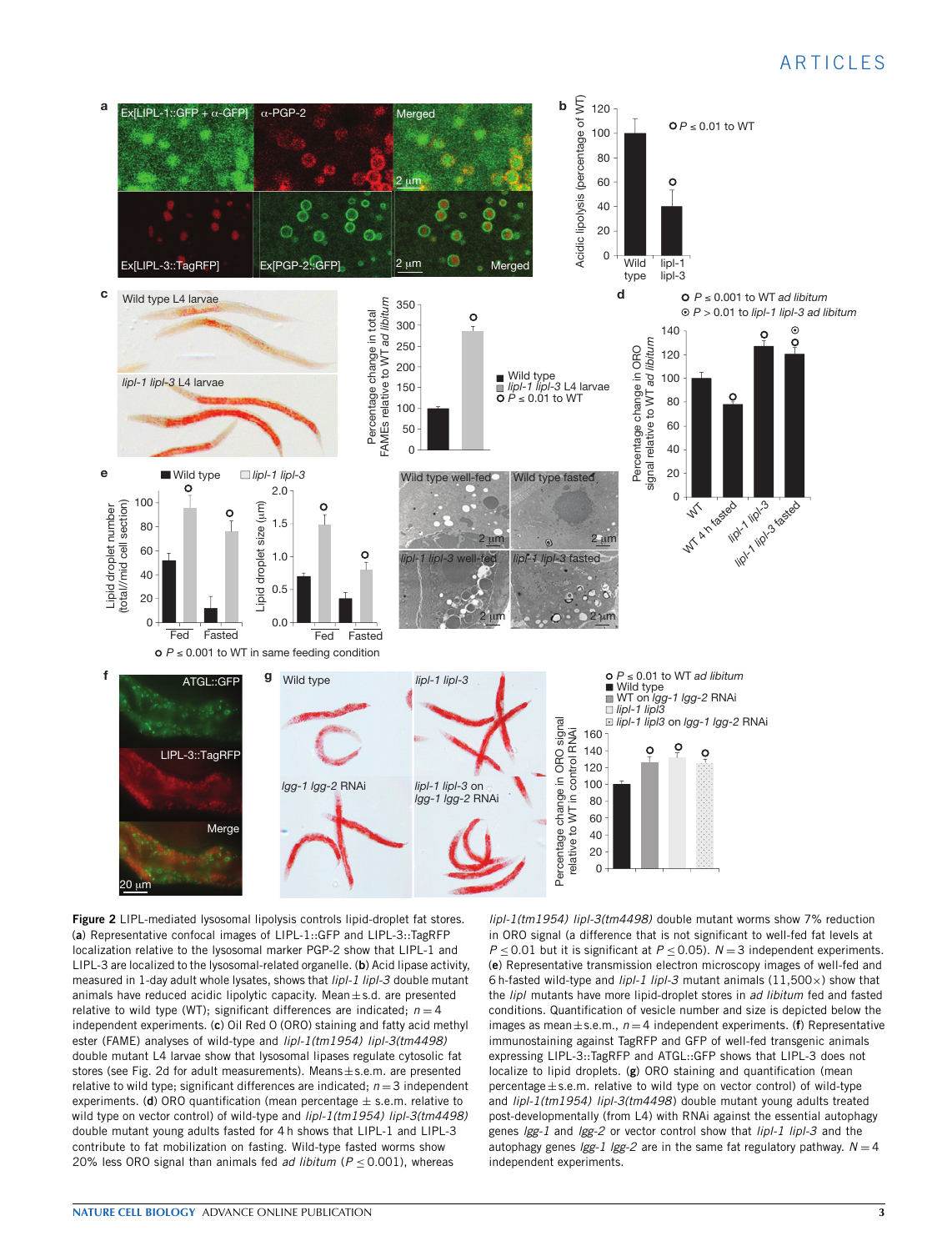**Figure 2** LIPL-mediated lysosomal lipolysis controls lipid-droplet fat stores. (**a**) Representative confocal images of LIPL-1::GFP and LIPL-3::TagRFP localization relative to the lysosomal marker PGP-2 show that LIPL-1 and LIPL-3 are localized to the lysosomal-related organelle. (**b**) Acid lipase activity, measured in 1-day adult whole lysates, shows that *lipl-1 lipl-3* double mutant animals have reduced acidic lipolytic capacity. Mean ± s.d. are presented relative to wild type (WT); significant differences are indicated; $n = 4$ independent experiments. (**c**) Oil Red O (ORO) staining and fatty acid methyl ester (FAME) analyses of wild-type and *lipl-1(tm1954) lipl-3(tm4498)* double mutant L4 larvae show that lysosomal lipases regulate cytosolic fat stores (see Fig. 2d for adult measurements). Means ± s.e.m. are presented relative to wild type; significant differences are indicated; $n = 3$ independent experiments. (**d**) ORO quantification (mean percentage ± s.e.m. relative to wild type on vector control) of wild-type and *lipl-1(tm1954) lipl-3(tm4498)* double mutant young adults fasted for 4 h shows that LIPL-1 and LIPL-3 contribute to fat mobilization on fasting. Wild-type fasted worms show 20% less ORO signal than animals fed *ad libitum* ($P \leq 0.001$), whereas *lipl-1(tm1954) lipl-3(tm4498)* double mutant worms show 7% reduction in ORO signal (a difference that is not significant to well-fed fat levels at $P \leq 0.01$ but it is significant at $P \leq 0.05$). $N = 3$ independent experiments. (**e**) Representative transmission electron microscopy images of well-fed and 6 h-fasted wild-type and *lipl-1 lipl-3* mutant animals (11,500×) show that the *lipl* mutants have more lipid-droplet stores in *ad libitum* fed and fasted conditions. Quantification of vesicle number and size is depicted below the images as mean ± s.e.m., $n = 4$ independent experiments. (**f**) Representative immunostaining against TagRFP and GFP of well-fed transgenic animals expressing LIPL-3::TagRFP and ATGL::GFP shows that LIPL-3 does not localize to lipid droplets. (**g**) ORO staining and quantification (mean percentage ± s.e.m. relative to wild type on vector control) of wild-type and *lipl-1(tm1954) lipl-3(tm4498)* double mutant young adults treated post-developmentally (from L4) with RNAi against the essential autophagy genes *lgg-1* and *lgg-2* or vector control show that *lipl-1 lipl-3* and the autophagy genes *lgg-1 lgg-2* are in the same fat regulatory pathway. $N = 4$ independent experiments.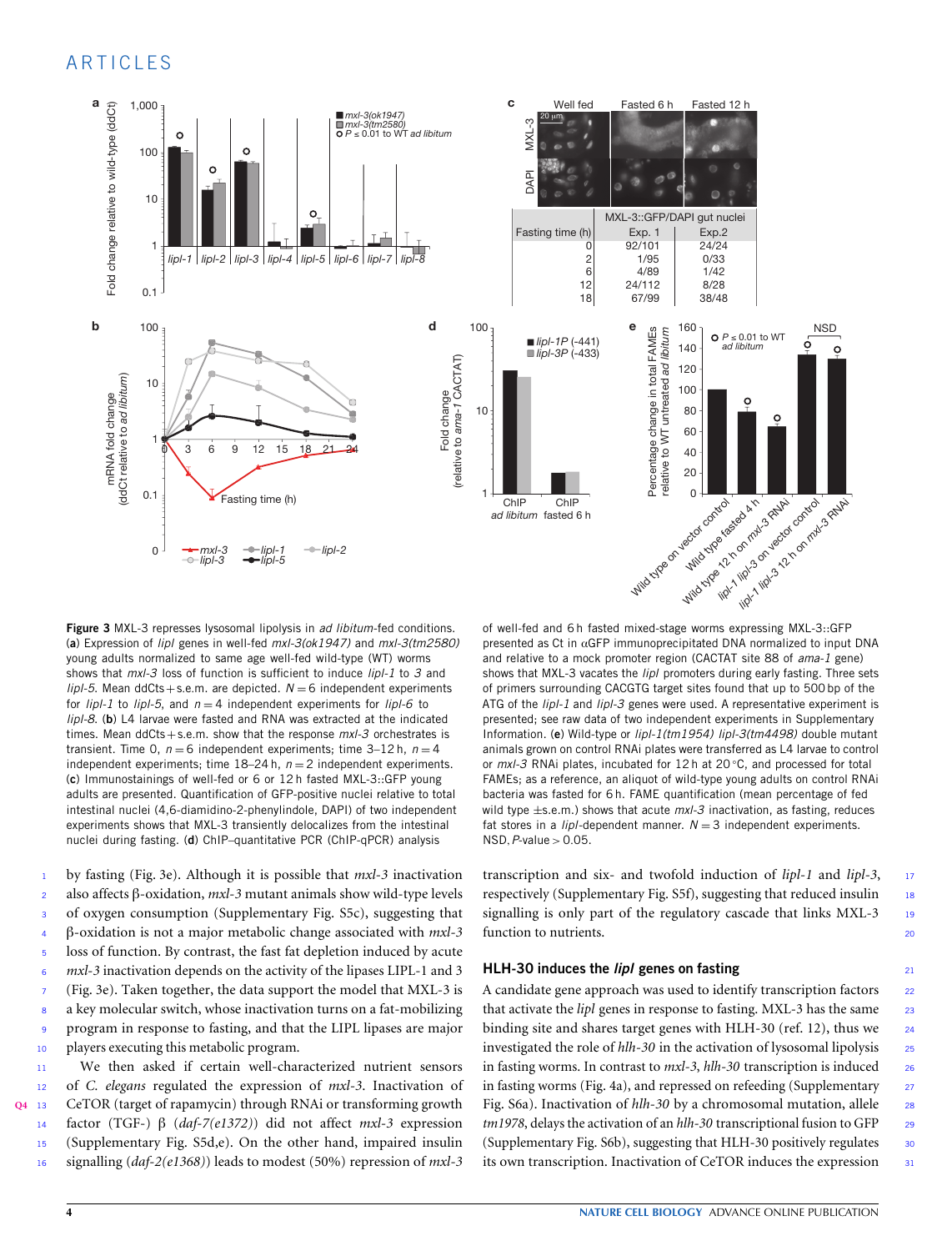**Figure 3** MXL-3 represses lysosomal lipolysis in *ad libitum*-fed conditions. (**a**) Expression of *lipl* genes in well-fed *mxl-3(ok1947)* and *mxl-3(tm2580)* young adults normalized to same age well-fed wild-type (WT) worms shows that *mxl-3* loss of function is sufficient to induce *lipl-1* to *3* and *lipl-5*. Mean ddCts + s.e.m. are depicted. $N = 6$ independent experiments for *lipl-1* to *lipl-5*, and $n = 4$ independent experiments for *lipl-6* to *lipl-8*. (**b**) L4 larvae were fasted and RNA was extracted at the indicated times. Mean ddCts + s.e.m. show that the response *mxl-3* orchestrates is transient. Time 0, $n = 6$ independent experiments; time 3–12 h, $n = 4$ independent experiments; time 18–24 h, $n = 2$ independent experiments. (**c**) Immunostainings of well-fed or 6 or 12 h fasted MXL-3::GFP young adults are presented. Quantification of GFP-positive nuclei relative to total intestinal nuclei (4,6-diamidino-2-phenylindole, DAPI) of two independent experiments shows that MXL-3 transiently delocalizes from the intestinal nuclei during fasting. (**d**) ChIP–quantitative PCR (ChIP-qPCR) analysis of well-fed and 6 h fasted mixed-stage worms expressing MXL-3::GFP presented as Ct in αGFP immunoprecipitated DNA normalized to input DNA and relative to a mock promoter region (CACTAT site 88 of *ama-1* gene) shows that MXL-3 vacates the *lipl* promoters during early fasting. Three sets of primers surrounding CACGTG target sites found that up to 500 bp of the ATG of the *lipl-1* and *lipl-3* genes were used. A representative experiment is presented; see raw data of two independent experiments in Supplementary Information. (**e**) Wild-type or *lipl-1(tm1954) lipl-3(tm4498)* double mutant animals grown on control RNAi plates were transferred as L4 larvae to control or *mxl-3* RNAi plates, incubated for 12 h at 20 °C, and processed for total FAMEs; as a reference, an aliquot of wild-type young adults on control RNAi bacteria was fasted for 6 h. FAME quantification (mean percentage of fed wild type ± s.e.m.) shows that acute *mxl-3* inactivation, as fasting, reduces fat stores in a *lipl*-dependent manner. $N = 3$ independent experiments. NSD, $P$-value > 0.05.

| Fasting time (h) | MXL-3::GFP/DAPI gut nuclei Exp. 1 | Exp.2 |
|---|---|---|
| 0 | 92/101 | 24/24 |
| 2 | 1/95 | 0/33 |
| 6 | 4/89 | 1/42 |
| 12 | 24/112 | 8/28 |
| 18 | 67/99 | 38/48 |

by fasting (Fig. 3e). Although it is possible that *mxl-3* inactivation also affects β-oxidation, *mxl-3* mutant animals show wild-type levels of oxygen consumption (Supplementary Fig. S5c), suggesting that β-oxidation is not a major metabolic change associated with *mxl-3* loss of function. By contrast, the fast fat depletion induced by acute *mxl-3* inactivation depends on the activity of the lipases LIPL-1 and 3 (Fig. 3e). Taken together, the data support the model that MXL-3 is a key molecular switch, whose inactivation turns on a fat-mobilizing program in response to fasting, and that the LIPL lipases are major players executing this metabolic program.

We then asked if certain well-characterized nutrient sensors of *C. elegans* regulated the expression of *mxl-3*. Inactivation of CeTOR (target of rapamycin) through RNAi or transforming growth factor (TGF-) β (*daf-7(e1372)*) did not affect *mxl-3* expression (Supplementary Fig. S5d,e). On the other hand, impaired insulin signalling (*daf-2(e1368)*) leads to modest (50%) repression of *mxl-3* transcription and six- and twofold induction of *lipl-1* and *lipl-3*, respectively (Supplementary Fig. S5f), suggesting that reduced insulin signalling is only part of the regulatory cascade that links MXL-3 function to nutrients.

## HLH-30 induces the *lipl* genes on fasting

A candidate gene approach was used to identify transcription factors that activate the *lipl* genes in response to fasting. MXL-3 has the same binding site and shares target genes with HLH-30 (ref. 12), thus we investigated the role of *hlh-30* in the activation of lysosomal lipolysis in fasting worms. In contrast to *mxl-3*, *hlh-30* transcription is induced in fasting worms (Fig. 4a), and repressed on refeeding (Supplementary Fig. S6a). Inactivation of *hlh-30* by a chromosomal mutation, allele *tm1978*, delays the activation of an *hlh-30* transcriptional fusion to GFP (Supplementary Fig. S6b), suggesting that HLH-30 positively regulates its own transcription. Inactivation of CeTOR induces the expression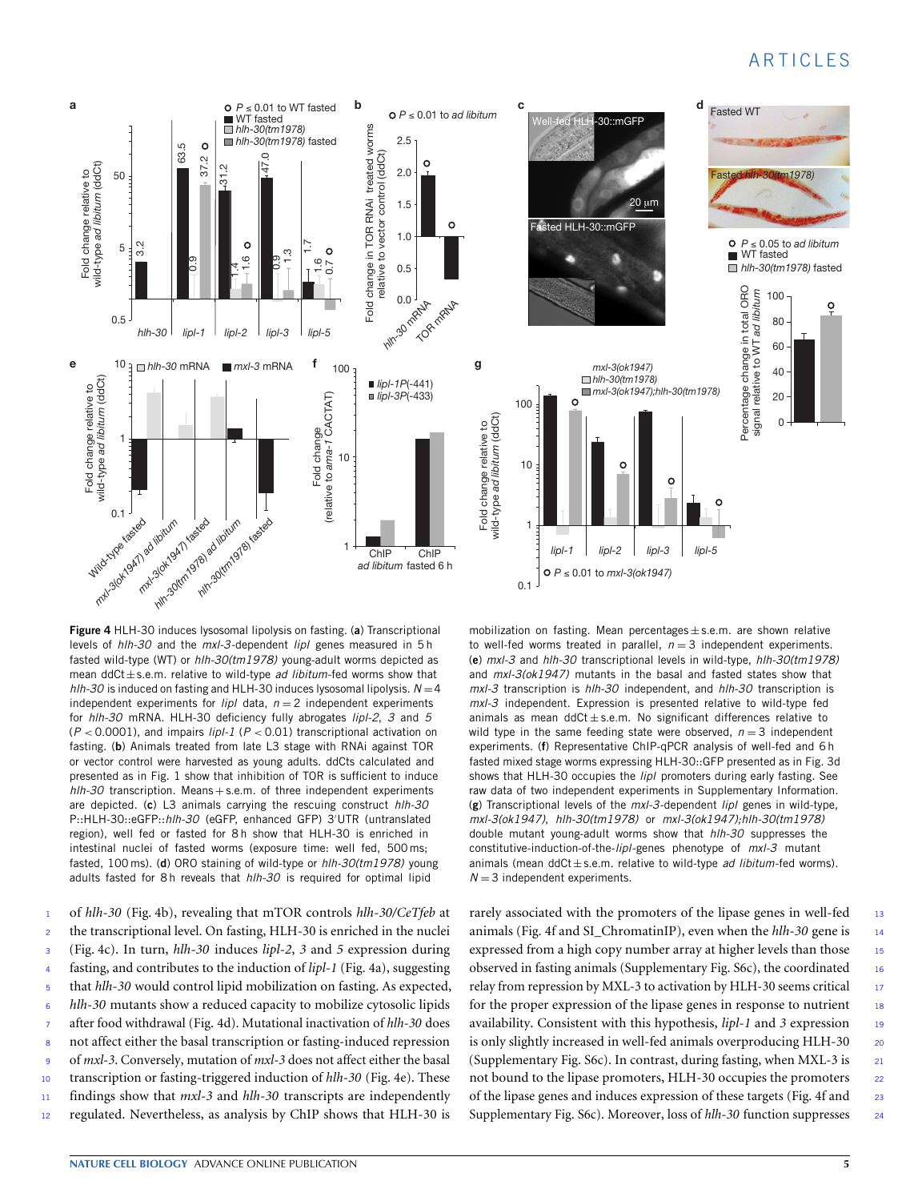**Figure 4** HLH-30 induces lysosomal lipolysis on fasting. (**a**) Transcriptional levels of *hlh-30* and the *mxl-3*-dependent *lipl* genes measured in 5 h fasted wild-type (WT) or *hlh-30(tm1978)* young-adult worms depicted as mean ddCt ± s.e.m. relative to wild-type *ad libitum*-fed worms show that *hlh-30* is induced on fasting and HLH-30 induces lysosomal lipolysis. $N = 4$ independent experiments for *lipl* data, $n = 2$ independent experiments for *hlh-30* mRNA. HLH-30 deficiency fully abrogates *lipl-2*, *3* and *5* ($P < 0.0001$), and impairs *lipl-1* ($P < 0.01$) transcriptional activation on fasting. (**b**) Animals treated from late L3 stage with RNAi against TOR or vector control were harvested as young adults. ddCts calculated and presented as in Fig. 1 show that inhibition of TOR is sufficient to induce *hlh-30* transcription. Means + s.e.m. of three independent experiments are depicted. (**c**) L3 animals carrying the rescuing construct *hlh-30* P::HLH-30::eGFP::*hlh-30* (eGFP, enhanced GFP) 3′UTR (untranslated region), well fed or fasted for 8 h show that HLH-30 is enriched in intestinal nuclei of fasted worms (exposure time: well fed, 500 ms; fasted, 100 ms). (**d**) ORO staining of wild-type or *hlh-30(tm1978)* young adults fasted for 8 h reveals that *hlh-30* is required for optimal lipid mobilization on fasting. Mean percentages ± s.e.m. are shown relative to well-fed worms treated in parallel, $n = 3$ independent experiments. (**e**) *mxl-3* and *hlh-30* transcriptional levels in wild-type, *hlh-30(tm1978)* and *mxl-3(ok1947)* mutants in the basal and fasted states show that *mxl-3* transcription is *hlh-30* independent, and *hlh-30* transcription is *mxl-3* independent. Expression is presented relative to wild-type fed animals as mean ddCt ± s.e.m. No significant differences relative to wild type in the same feeding state were observed, $n = 3$ independent experiments. (**f**) Representative ChIP-qPCR analysis of well-fed and 6 h fasted mixed stage worms expressing HLH-30::GFP presented as in Fig. 3d shows that HLH-30 occupies the *lipl* promoters during early fasting. See raw data of two independent experiments in Supplementary Information. (**g**) Transcriptional levels of the *mxl-3*-dependent *lipl* genes in wild-type, *mxl-3(ok1947)*, *hlh-30(tm1978)* or *mxl-3(ok1947);hlh-30(tm1978)* double mutant young-adult worms show that *hlh-30* suppresses the constitutive-induction-of-the-*lipl*-genes phenotype of *mxl-3* mutant animals (mean ddCt ± s.e.m. relative to wild-type *ad libitum*-fed worms). $N = 3$ independent experiments.

of *hlh-30* (Fig. 4b), revealing that mTOR controls *hlh-30/CeTfeb* at the transcriptional level. On fasting, HLH-30 is enriched in the nuclei (Fig. 4c). In turn, *hlh-30* induces *lipl-2*, *3* and *5* expression during fasting, and contributes to the induction of *lipl-1* (Fig. 4a), suggesting that *hlh-30* would control lipid mobilization on fasting. As expected, *hlh-30* mutants show a reduced capacity to mobilize cytosolic lipids after food withdrawal (Fig. 4d). Mutational inactivation of *hlh-30* does not affect either the basal transcription or fasting-induced repression of *mxl-3*. Conversely, mutation of *mxl-3* does not affect either the basal transcription or fasting-triggered induction of *hlh-30* (Fig. 4e). These findings show that *mxl-3* and *hlh-30* transcripts are independently regulated. Nevertheless, as analysis by ChIP shows that HLH-30 is rarely associated with the promoters of the lipase genes in well-fed animals (Fig. 4f and SI_ChromatinIP), even when the *hlh-30* gene is expressed from a high copy number array at higher levels than those observed in fasting animals (Supplementary Fig. S6c), the coordinated relay from repression by MXL-3 to activation by HLH-30 seems critical for the proper expression of the lipase genes in response to nutrient availability. Consistent with this hypothesis, *lipl-1* and *3* expression is only slightly increased in well-fed animals overproducing HLH-30 (Supplementary Fig. S6c). In contrast, during fasting, when MXL-3 is not bound to the lipase promoters, HLH-30 occupies the promoters of the lipase genes and induces expression of these targets (Fig. 4f and Supplementary Fig. S6c). Moreover, loss of *hlh-30* function suppresses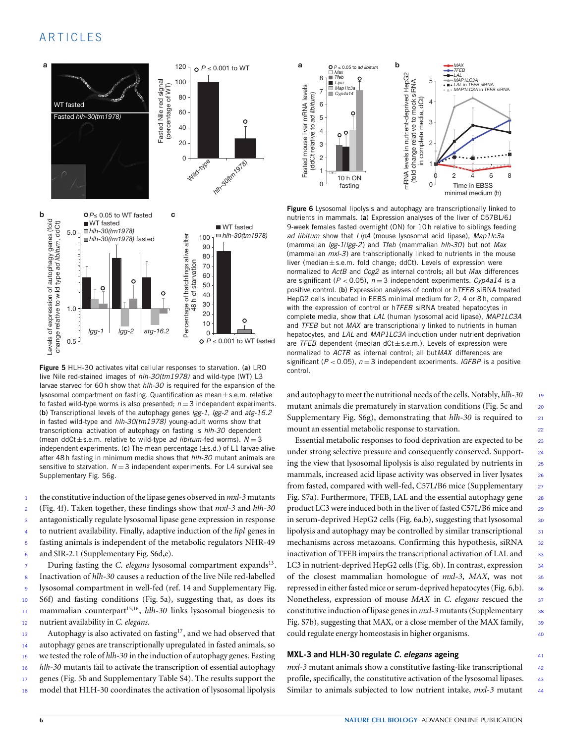Figure 5 HLH-30 activates vital cellular responses to starvation. (**a**) LRO live Nile red-stained images of *hlh-30(tm1978)* and wild-type (WT) L3 larvae starved for 60 h show that *hlh-30* is required for the expansion of the lysosomal compartment on fasting. Quantification as mean ± s.e.m. relative to fasted wild-type worms is also presented; $n = 3$ independent experiments. (**b**) Transcriptional levels of the autophagy genes *lgg-1*, *lgg-2* and *atg-16.2* in fasted wild-type and *hlh-30(tm1978)* young-adult worms show that transcriptional activation of autophagy on fasting is *hlh-30* dependent (mean ddCt ± s.e.m. relative to wild-type *ad libitum*-fed worms). $N = 3$ independent experiments. (**c**) The mean percentage (± s.d.) of L1 larvae alive after 48 h fasting in minimum media shows that *hlh-30* mutant animals are sensitive to starvation. $N = 3$ independent experiments. For L4 survival see Supplementary Fig. S6g.

Figure 6 Lysosomal lipolysis and autophagy are transcriptionally linked to nutrients in mammals. (**a**) Expression analyses of the liver of C57BL/6J 9-week females fasted overnight (ON) for 10 h relative to siblings feeding *ad libitum* show that *LipA* (mouse lysosomal acid lipase), *Map1lc3a* (mammalian *lgg-1*/*lgg-2*) and *Tfeb* (mammalian *hlh-30*) but not *Max* (mammalian *mxl-3*) are transcriptionally linked to nutrients in the mouse liver (median ± s.e.m. fold change; ddCt). Levels of expression were normalized to *ActB* and *Cog2* as internal controls; all but *Max* differences are significant ($P < 0.05$), $n = 3$ independent experiments. *Cyp4a14* is a positive control. (**b**) Expression analyses of control or h*TFEB* siRNA treated HepG2 cells incubated in EEBS minimal medium for 2, 4 or 8 h, compared with the expression of control or h*TFEB* siRNA treated hepatocytes in complete media, show that *LAL* (human lysosomal acid lipase), *MAP1LC3A* and *TFEB* but not *MAX* are transcriptionally linked to nutrients in human hepatocytes, and *LAL* and *MAP1LC3A* induction under nutrient deprivation are *TFEB* dependent (median dCt ± s.e.m.). Levels of expression were normalized to *ACTB* as internal control; all but *MAX* differences are significant ($P < 0.05$), $n = 3$ independent experiments. *IGFBP* is a positive control.

the constitutive induction of the lipase genes observed in *mxl-3* mutants (Fig. 4f). Taken together, these findings show that *mxl-3* and *hlh-30* antagonistically regulate lysosomal lipase gene expression in response to nutrient availability. Finally, adaptive induction of the *lipl* genes in fasting animals is independent of the metabolic regulators NHR-49 and SIR-2.1 (Supplementary Fig. S6d,e).

During fasting the *C. elegans* lysosomal compartment expands[13]. Inactivation of *hlh-30* causes a reduction of the live Nile red-labelled lysosomal compartment in well-fed (ref. 14 and Supplementary Fig. S6f) and fasting conditions (Fig. 5a), suggesting that, as does its mammalian counterpart[15,16], *hlh-30* links lysosomal biogenesis to nutrient availability in *C. elegans*.

Autophagy is also activated on fasting[17], and we had observed that autophagy genes are transcriptionally upregulated in fasted animals, so we tested the role of *hlh-30* in the induction of autophagy genes. Fasting *hlh-30* mutants fail to activate the transcription of essential autophagy genes (Fig. 5b and Supplementary Table S4). The results support the model that HLH-30 coordinates the activation of lysosomal lipolysis and autophagy to meet the nutritional needs of the cells. Notably, *hlh-30* mutant animals die prematurely in starvation conditions (Fig. 5c and Supplementary Fig. S6g), demonstrating that *hlh-30* is required to mount an essential metabolic response to starvation.

Essential metabolic responses to food deprivation are expected to be under strong selective pressure and consequently conserved. Supporting the view that lysosomal lipolysis is also regulated by nutrients in mammals, increased acid lipase activity was observed in liver lysates from fasted, compared with well-fed, C57L/B6 mice (Supplementary Fig. S7a). Furthermore, TFEB, LAL and the essential autophagy gene product LC3 were induced both in the liver of fasted C57L/B6 mice and in serum-deprived HepG2 cells (Fig. 6a,b), suggesting that lysosomal lipolysis and autophagy may be controlled by similar transcriptional mechanisms across metazoans. Confirming this hypothesis, siRNA inactivation of TFEB impairs the transcriptional activation of LAL and LC3 in nutrient-deprived HepG2 cells (Fig. 6b). In contrast, expression of the closest mammalian homologue of *mxl-3*, *MAX*, was not repressed in either fasted mice or serum-deprived hepatocytes (Fig. 6,b). Nonetheless, expression of mouse *MAX* in *C. elegans* rescued the constitutive induction of lipase genes in *mxl-3* mutants (Supplementary Fig. S7b), suggesting that MAX, or a close member of the MAX family, could regulate energy homeostasis in higher organisms.

## MXL-3 and HLH-30 regulate *C. elegans* ageing

*mxl-3* mutant animals show a constitutive fasting-like transcriptional profile, specifically, the constitutive activation of the lysosomal lipases. Similar to animals subjected to low nutrient intake, *mxl-3* mutant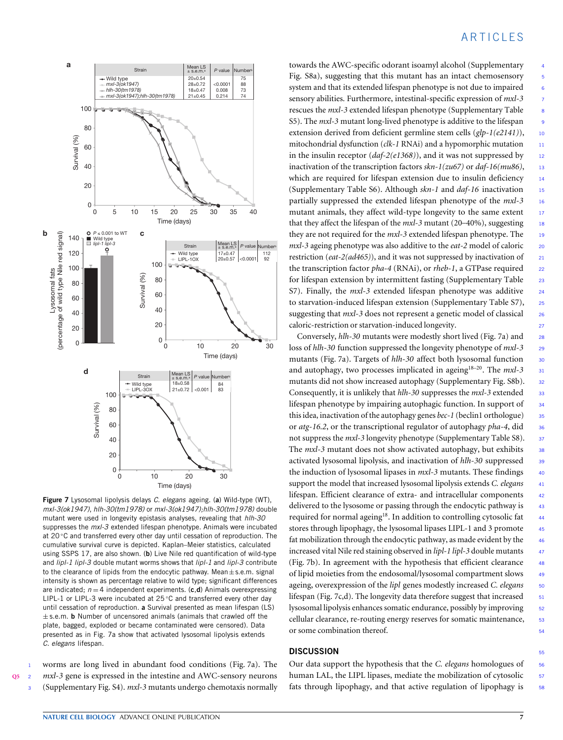**Figure 7** Lysosomal lipolysis delays *C. elegans* ageing. (**a**) Wild-type (WT), *mxl-3(ok1947)*, *hlh-30(tm1978)* or *mxl-3(ok1947);hlh-30(tm1978)* double mutant were used in longevity epistasis analyses, revealing that *hlh-30* suppresses the *mxl-3* extended lifespan phenotype. Animals were incubated at 20 °C and transferred every other day until cessation of reproduction. The cumulative survival curve is depicted. Kaplan–Meier statistics, calculated using SSPS 17, are also shown. (**b**) Live Nile red quantification of wild-type and *lipl-1 lipl-3* double mutant worms shows that *lipl-1* and *lipl-3* contribute to the clearance of lipids from the endocytic pathway. Mean ± s.e.m. signal intensity is shown as percentage relative to wild type; significant differences are indicated; $n = 4$ independent experiments. (**c**,**d**) Animals overexpressing LIPL-1 or LIPL-3 were incubated at 25 °C and transferred every other day until cessation of reproduction. **a** Survival presented as mean lifespan (LS) ± s.e.m. **b** Number of uncensored animals (animals that crawled off the plate, bagged, exploded or became contaminated were censored). Data presented as in Fig. 7a show that activated lysosomal lipolysis extends *C. elegans* lifespan.

worms are long lived in abundant food conditions (Fig. 7a). The *mxl-3* gene is expressed in the intestine and AWC-sensory neurons (Supplementary Fig. S4). *mxl-3* mutants undergo chemotaxis normally towards the AWC-specific odorant isoamyl alcohol (Supplementary Fig. S8a), suggesting that this mutant has an intact chemosensory system and that its extended lifespan phenotype is not due to impaired sensory abilities. Furthermore, intestinal-specific expression of *mxl-3* rescues the *mxl-3* extended lifespan phenotype (Supplementary Table S5). The *mxl-3* mutant long-lived phenotype is additive to the lifespan extension derived from deficient germline stem cells (*glp-1(e2141)*), mitochondrial dysfunction (*clk-1* RNAi) and a hypomorphic mutation in the insulin receptor (*daf-2(e1368)*), and it was not suppressed by inactivation of the transcription factors *skn-1(zu67)* or *daf-16(mu86)*, which are required for lifespan extension due to insulin deficiency (Supplementary Table S6). Although *skn-1* and *daf-16* inactivation partially suppressed the extended lifespan phenotype of the *mxl-3* mutant animals, they affect wild-type longevity to the same extent that they affect the lifespan of the *mxl-3* mutant (20–40%), suggesting they are not required for the *mxl-3* extended lifespan phenotype. The *mxl-3* ageing phenotype was also additive to the *eat-2* model of caloric restriction (*eat-2(ad465)*), and it was not suppressed by inactivation of the transcription factor *pha-4* (RNAi), or *rheb-1*, a GTPase required for lifespan extension by intermittent fasting (Supplementary Table S7). Finally, the *mxl-3* extended lifespan phenotype was additive to starvation-induced lifespan extension (Supplementary Table S7), suggesting that *mxl-3* does not represent a genetic model of classical caloric-restriction or starvation-induced longevity.

Conversely, *hlh-30* mutants were modestly short lived (Fig. 7a) and loss of *hlh-30* function suppressed the longevity phenotype of *mxl-3* mutants (Fig. 7a). Targets of *hlh-30* affect both lysosomal function and autophagy, two processes implicated in ageing[18–20]. The *mxl-3* mutants did not show increased autophagy (Supplementary Fig. S8b). Consequently, it is unlikely that *hlh-30* suppresses the *mxl-3* extended lifespan phenotype by impairing autophagic function. In support of this idea, inactivation of the autophagy genes *bec-1* (beclin1 orthologue) or *atg-16.2*, or the transcriptional regulator of autophagy *pha-4*, did not suppress the *mxl-3* longevity phenotype (Supplementary Table S8). The *mxl-3* mutant does not show activated autophagy, but exhibits activated lysosomal lipolysis, and inactivation of *hlh-30* suppressed the induction of lysosomal lipases in *mxl-3* mutants. These findings support the model that increased lysosomal lipolysis extends *C. elegans* lifespan. Efficient clearance of extra- and intracellular components delivered to the lysosome or passing through the endocytic pathway is required for normal ageing[18]. In addition to controlling cytosolic fat stores through lipophagy, the lysosomal lipases LIPL-1 and 3 promote fat mobilization through the endocytic pathway, as made evident by the increased vital Nile red staining observed in *lipl-1 lipl-3* double mutants (Fig. 7b). In agreement with the hypothesis that efficient clearance of lipid moieties from the endosomal/lysosomal compartment slows ageing, overexpression of the *lipl* genes modestly increased *C. elegans* lifespan (Fig. 7c,d). The longevity data therefore suggest that increased lysosomal lipolysis enhances somatic endurance, possibly by improving cellular clearance, re-routing energy reserves for somatic maintenance, or some combination thereof.

## DISCUSSION

Our data support the hypothesis that the *C. elegans* homologues of human LAL, the LIPL lipases, mediate the mobilization of cytosolic fats through lipophagy, and that active regulation of lipophagy is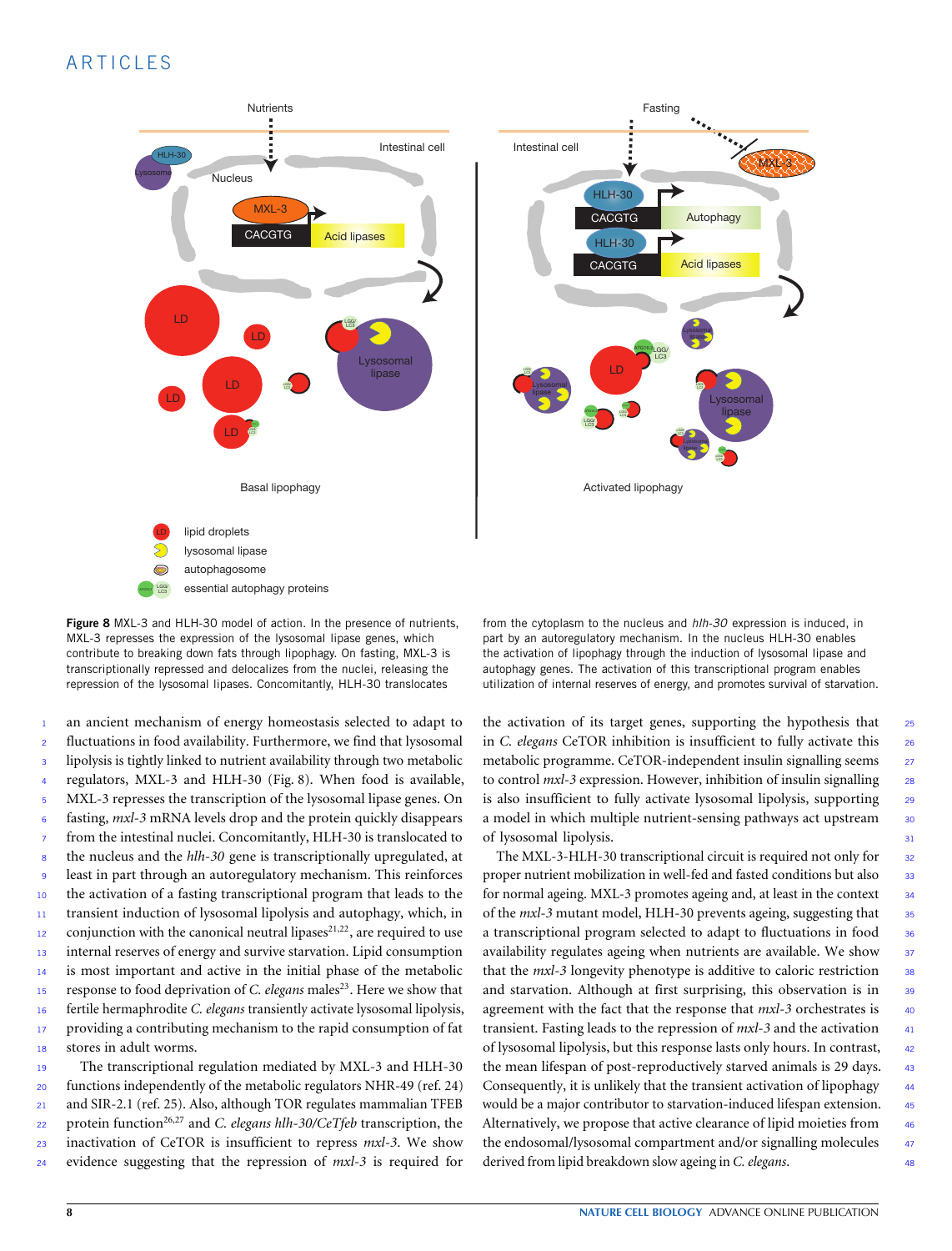**Figure 8** MXL-3 and HLH-30 model of action. In the presence of nutrients, MXL-3 represses the expression of the lysosomal lipase genes, which contribute to breaking down fats through lipophagy. On fasting, MXL-3 is transcriptionally repressed and delocalizes from the nuclei, releasing the repression of the lysosomal lipases. Concomitantly, HLH-30 translocates from the cytoplasm to the nucleus and *hlh-30* expression is induced, in part by an autoregulatory mechanism. In the nucleus HLH-30 enables the activation of lipophagy through the induction of lysosomal lipase and autophagy genes. The activation of this transcriptional program enables utilization of internal reserves of energy, and promotes survival of starvation.

an ancient mechanism of energy homeostasis selected to adapt to fluctuations in food availability. Furthermore, we find that lysosomal lipolysis is tightly linked to nutrient availability through two metabolic regulators, MXL-3 and HLH-30 (Fig. 8). When food is available, MXL-3 represses the transcription of the lysosomal lipase genes. On fasting, *mxl-3* mRNA levels drop and the protein quickly disappears from the intestinal nuclei. Concomitantly, HLH-30 is translocated to the nucleus and the *hlh-30* gene is transcriptionally upregulated, at least in part through an autoregulatory mechanism. This reinforces the activation of a fasting transcriptional program that leads to the transient induction of lysosomal lipolysis and autophagy, which, in conjunction with the canonical neutral lipases[21,22], are required to use internal reserves of energy and survive starvation. Lipid consumption is most important and active in the initial phase of the metabolic response to food deprivation of *C. elegans* males[23]. Here we show that fertile hermaphrodite *C. elegans* transiently activate lysosomal lipolysis, providing a contributing mechanism to the rapid consumption of fat stores in adult worms.

The transcriptional regulation mediated by MXL-3 and HLH-30 functions independently of the metabolic regulators NHR-49 (ref. 24) and SIR-2.1 (ref. 25). Also, although TOR regulates mammalian TFEB protein function[26,27] and *C. elegans hlh-30/CeTfeb* transcription, the inactivation of CeTOR is insufficient to repress *mxl-3*. We show evidence suggesting that the repression of *mxl-3* is required for the activation of its target genes, supporting the hypothesis that in *C. elegans* CeTOR inhibition is insufficient to fully activate this metabolic programme. CeTOR-independent insulin signalling seems to control *mxl-3* expression. However, inhibition of insulin signalling is also insufficient to fully activate lysosomal lipolysis, supporting a model in which multiple nutrient-sensing pathways act upstream of lysosomal lipolysis.

The MXL-3-HLH-30 transcriptional circuit is required not only for proper nutrient mobilization in well-fed and fasted conditions but also for normal ageing. MXL-3 promotes ageing and, at least in the context of the *mxl-3* mutant model, HLH-30 prevents ageing, suggesting that a transcriptional program selected to adapt to fluctuations in food availability regulates ageing when nutrients are available. We show that the *mxl-3* longevity phenotype is additive to caloric restriction and starvation. Although at first surprising, this observation is in agreement with the fact that the response that *mxl-3* orchestrates is transient. Fasting leads to the repression of *mxl-3* and the activation of lysosomal lipolysis, but this response lasts only hours. In contrast, the mean lifespan of post-reproductively starved animals is 29 days. Consequently, it is unlikely that the transient activation of lipophagy would be a major contributor to starvation-induced lifespan extension. Alternatively, we propose that active clearance of lipid moieties from the endosomal/lysosomal compartment and/or signalling molecules derived from lipid breakdown slow ageing in *C. elegans*.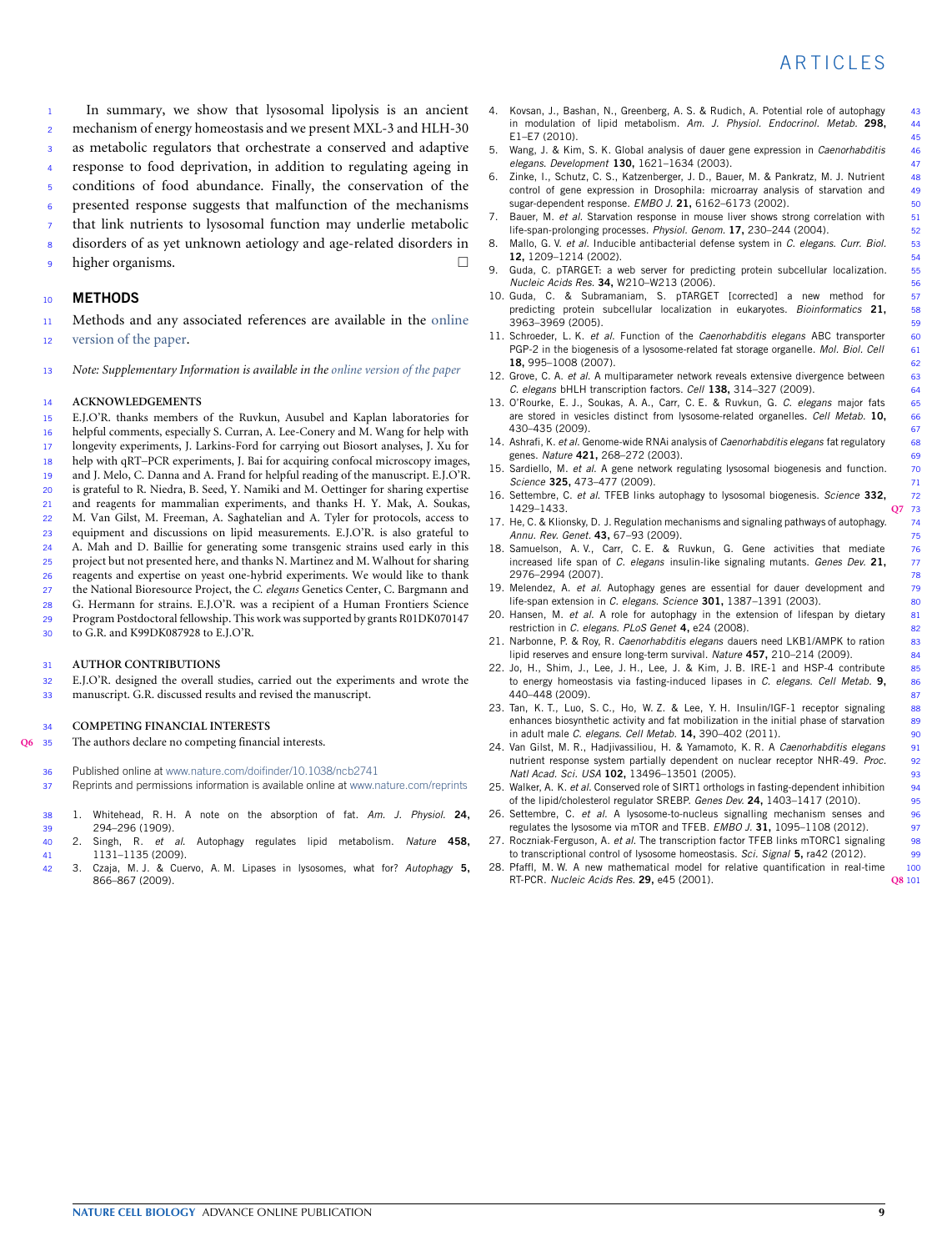In summary, we show that lysosomal lipolysis is an ancient mechanism of energy homeostasis and we present MXL-3 and HLH-30 as metabolic regulators that orchestrate a conserved and adaptive response to food deprivation, in addition to regulating ageing in conditions of food abundance. Finally, the conservation of the presented response suggests that malfunction of the mechanisms that link nutrients to lysosomal function may underlie metabolic disorders of as yet unknown aetiology and age-related disorders in higher organisms. □

## METHODS

Methods and any associated references are available in the online version of the paper.

*Note: Supplementary Information is available in the online version of the paper*

### ACKNOWLEDGEMENTS

E.J.O'R. thanks members of the Ruvkun, Ausubel and Kaplan laboratories for helpful comments, especially S. Curran, A. Lee-Conery and M. Wang for help with longevity experiments, J. Larkins-Ford for carrying out Biosort analyses, J. Xu for help with qRT–PCR experiments, J. Bai for acquiring confocal microscopy images, and J. Melo, C. Danna and A. Frand for helpful reading of the manuscript. E.J.O'R. is grateful to R. Niedra, B. Seed, Y. Namiki and M. Oettinger for sharing expertise and reagents for mammalian experiments, and thanks H. Y. Mak, A. Soukas, M. Van Gilst, M. Freeman, A. Saghatelian and A. Tyler for protocols, access to equipment and discussions on lipid measurements. E.J.O'R. is also grateful to A. Mah and D. Baillie for generating some transgenic strains used early in this project but not presented here, and thanks N. Martinez and M. Walhout for sharing reagents and expertise on yeast one-hybrid experiments. We would like to thank the National Bioresource Project, the *C. elegans* Genetics Center, C. Bargmann and G. Hermann for strains. E.J.O'R. was a recipient of a Human Frontiers Science Program Postdoctoral fellowship. This work was supported by grants R01DK070147 to G.R. and K99DK087928 to E.J.O'R.

### AUTHOR CONTRIBUTIONS

E.J.O'R. designed the overall studies, carried out the experiments and wrote the manuscript. G.R. discussed results and revised the manuscript.

### COMPETING FINANCIAL INTERESTS

The authors declare no competing financial interests.

Published online at www.nature.com/doifinder/10.1038/ncb2741
Reprints and permissions information is available online at www.nature.com/reprints

1. Whitehead, R. H. A note on the absorption of fat. *Am. J. Physiol.* **24,** 294–296 (1909).
2. Singh, R. *et al.* Autophagy regulates lipid metabolism. *Nature* **458,** 1131–1135 (2009).
3. Czaja, M. J. & Cuervo, A. M. Lipases in lysosomes, what for? *Autophagy* **5,** 866–867 (2009).
4. Kovsan, J., Bashan, N., Greenberg, A. S. & Rudich, A. Potential role of autophagy in modulation of lipid metabolism. *Am. J. Physiol. Endocrinol. Metab.* **298,** E1–E7 (2010).
5. Wang, J. & Kim, S. K. Global analysis of dauer gene expression in *Caenorhabditis elegans*. *Development* **130,** 1621–1634 (2003).
6. Zinke, I., Schutz, C. S., Katzenberger, J. D., Bauer, M. & Pankratz, M. J. Nutrient control of gene expression in Drosophila: microarray analysis of starvation and sugar-dependent response. *EMBO J.* **21,** 6162–6173 (2002).
7. Bauer, M. *et al.* Starvation response in mouse liver shows strong correlation with life-span-prolonging processes. *Physiol. Genom.* **17,** 230–244 (2004).
8. Mallo, G. V. *et al.* Inducible antibacterial defense system in *C. elegans*. *Curr. Biol.* **12,** 1209–1214 (2002).
9. Guda, C. pTARGET: a web server for predicting protein subcellular localization. *Nucleic Acids Res.* **34,** W210–W213 (2006).
10. Guda, C. & Subramaniam, S. pTARGET [corrected] a new method for predicting protein subcellular localization in eukaryotes. *Bioinformatics* **21,** 3963–3969 (2005).
11. Schroeder, L. K. *et al.* Function of the *Caenorhabditis elegans* ABC transporter PGP-2 in the biogenesis of a lysosome-related fat storage organelle. *Mol. Biol. Cell* **18,** 995–1008 (2007).
12. Grove, C. A. *et al.* A multiparameter network reveals extensive divergence between *C. elegans* bHLH transcription factors. *Cell* **138,** 314–327 (2009).
13. O'Rourke, E. J., Soukas, A. A., Carr, C. E. & Ruvkun, G. *C. elegans* major fats are stored in vesicles distinct from lysosome-related organelles. *Cell Metab.* **10,** 430–435 (2009).
14. Ashrafi, K. *et al.* Genome-wide RNAi analysis of *Caenorhabditis elegans* fat regulatory genes. *Nature* **421,** 268–272 (2003).
15. Sardiello, M. *et al.* A gene network regulating lysosomal biogenesis and function. *Science* **325,** 473–477 (2009).
16. Settembre, C. *et al.* TFEB links autophagy to lysosomal biogenesis. *Science* **332,** 1429–1433.
17. He, C. & Klionsky, D. J. Regulation mechanisms and signaling pathways of autophagy. *Annu. Rev. Genet.* **43,** 67–93 (2009).
18. Samuelson, A. V., Carr, C. E. & Ruvkun, G. Gene activities that mediate increased life span of *C. elegans* insulin-like signaling mutants. *Genes Dev.* **21,** 2976–2994 (2007).
19. Melendez, A. *et al.* Autophagy genes are essential for dauer development and life-span extension in *C. elegans*. *Science* **301,** 1387–1391 (2003).
20. Hansen, M. *et al.* A role for autophagy in the extension of lifespan by dietary restriction in *C. elegans*. *PLoS Genet* **4,** e24 (2008).
21. Narbonne, P. & Roy, R. *Caenorhabditis elegans* dauers need LKB1/AMPK to ration lipid reserves and ensure long-term survival. *Nature* **457,** 210–214 (2009).
22. Jo, H., Shim, J., Lee, J. H., Lee, J. & Kim, J. B. IRE-1 and HSP-4 contribute to energy homeostasis via fasting-induced lipases in *C. elegans*. *Cell Metab.* **9,** 440–448 (2009).
23. Tan, K. T., Luo, S. C., Ho, W. Z. & Lee, Y. H. Insulin/IGF-1 receptor signaling enhances biosynthetic activity and fat mobilization in the initial phase of starvation in adult male *C. elegans*. *Cell Metab.* **14,** 390–402 (2011).
24. Van Gilst, M. R., Hadjivassiliou, H. & Yamamoto, K. R. A *Caenorhabditis elegans* nutrient response system partially dependent on nuclear receptor NHR-49. *Proc. Natl Acad. Sci. USA* **102,** 13496–13501 (2005).
25. Walker, A. K. *et al.* Conserved role of SIRT1 orthologs in fasting-dependent inhibition of the lipid/cholesterol regulator SREBP. *Genes Dev.* **24,** 1403–1417 (2010).
26. Settembre, C. *et al.* A lysosome-to-nucleus signalling mechanism senses and regulates the lysosome via mTOR and TFEB. *EMBO J.* **31,** 1095–1108 (2012).
27. Roczniak-Ferguson, A. *et al.* The transcription factor TFEB links mTORC1 signaling to transcriptional control of lysosome homeostasis. *Sci. Signal* **5,** ra42 (2012).
28. Pfaffl, M. W. A new mathematical model for relative quantification in real-time RT-PCR. *Nucleic Acids Res.* **29,** e45 (2001).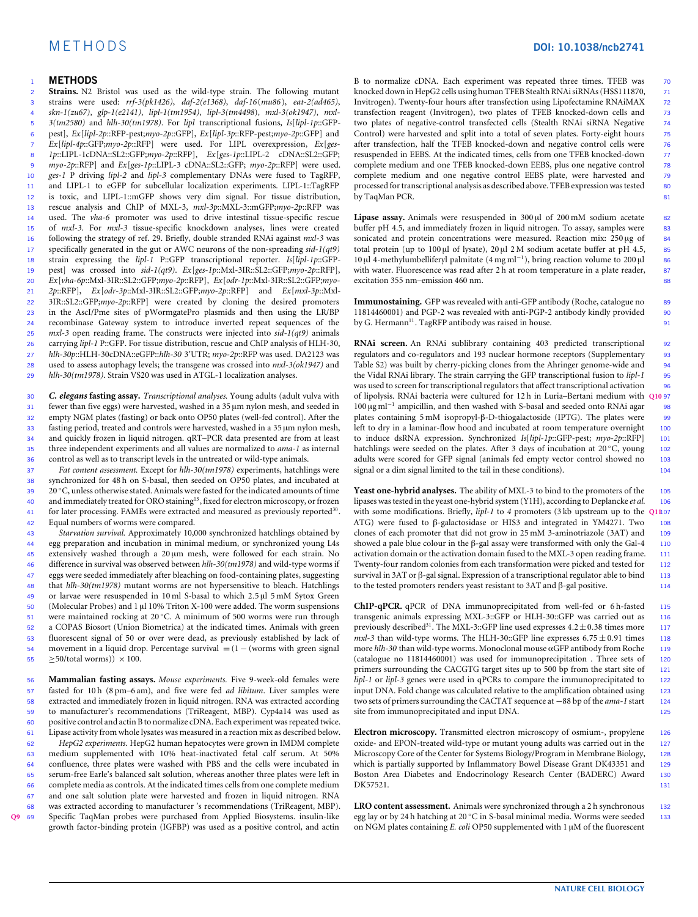## METHODS

**Strains.** N2 Bristol was used as the wild-type strain. The following mutant strains were used: *rrf-3(pk1426)*, *daf-2(e1368)*, *daf-16(mu86)*, *eat-2(ad465)*, *skn-1(zu67)*, *glp-1(e2141)*, *lipl-1(tm1954)*, *lipl-3(tm4498)*, *mxl-3(ok1947)*, *mxl-3(tm2580)* and *hlh-30(tm1978)*. For *lipl* transcriptional fusions, *Is*[*lipl-1p*::GFP-pest], *Ex*[*lipl-2p*::RFP-pest;*myo-2p*::GFP], *Ex*[*lipl-3p*::RFP-pest;*myo-2p*::GFP] and *Ex*[*lipl-4p*::GFP;*myo-2p*::RFP] were used. For LIPL overexpression, *Ex*[*ges-1p*::LIPL-1cDNA::SL2::GFP;*myo-2p*::RFP], *Ex*[*ges-1p*::LIPL-2 cDNA::SL2::GFP; *myo-2p*::RFP] and *Ex*[*ges-1p*::LIPL-3 cDNA::SL2::GFP; *myo-2p*::RFP] were used. *ges-1* P driving *lipl-2* and *lipl-3* complementary DNAs were fused to TagRFP, and LIPL-1 to eGFP for subcellular localization experiments. LIPL-1::TagRFP is toxic, and LIPL-1::mGFP shows very dim signal. For tissue distribution, rescue analysis and ChIP of MXL-3, *mxl-3p*::MXL-3::mGFP;*myo-2p*::RFP was used. The *vha-6* promoter was used to drive intestinal tissue-specific rescue of *mxl-3*. For *mxl-3* tissue-specific knockdown analyses, lines were created following the strategy of ref. 29. Briefly, double stranded RNAi against *mxl-3* was specifically generated in the gut or AWC neurons of the non-spreading *sid-1(qt9)* strain expressing the *lipl-1* P::GFP transcriptional reporter. *Is*[*lipl-1p*::GFP-pest] was crossed into *sid-1(qt9)*. *Ex*[*ges-1p*::Mxl-3IR::SL2::GFP;*myo-2p*::RFP], *Ex*[*vha-6p*::Mxl-3IR::SL2::GFP;*myo-2p*::RFP], *Ex*[*odr-1p*::Mxl-3IR::SL2::GFP;*myo-2p*::RFP], *Ex*[*odr-3p*::Mxl-3IR::SL2::GFP;*myo-2p*::RFP] and *Ex*[*mxl-3p*::Mxl-3IR::SL2::GFP;*myo-2p*::RFP] were created by cloning the desired promoters in the AscI/Pme sites of pWormgatePro plasmids and then using the LR/BP recombinase Gateway system to introduce inverted repeat sequences of the *mxl-3* open reading frame. The constructs were injected into *sid-1(qt9)* animals carrying *lipl-1* P::GFP. For tissue distribution, rescue and ChIP analysis of HLH-30, *hlh-30p*::HLH-30cDNA::eGFP::*hlh-30* 3'UTR; *myo-2p*::RFP was used. DA2123 was used to assess autophagy levels; the transgene was crossed into *mxl-3(ok1947)* and *hlh-30(tm1978)*. Strain VS20 was used in ATGL-1 localization analyses.

***C. elegans* fasting assay.** *Transcriptional analyses.* Young adults (adult vulva with fewer than five eggs) were harvested, washed in a 35 μm nylon mesh, and seeded in empty NGM plates (fasting) or back onto OP50 plates (well-fed control). After the fasting period, treated and controls were harvested, washed in a 35 μm nylon mesh, and quickly frozen in liquid nitrogen. qRT–PCR data presented are from at least three independent experiments and all values are normalized to *ama-1* as internal control as well as to transcript levels in the untreated or wild-type animals.

*Fat content assessment.* Except for *hlh-30(tm1978)* experiments, hatchlings were synchronized for 48 h on S-basal, then seeded on OP50 plates, and incubated at 20 °C, unless otherwise stated. Animals were fasted for the indicated amounts of time and immediately treated for ORO staining[13], fixed for electron microscopy, or frozen for later processing. FAMEs were extracted and measured as previously reported[30]. Equal numbers of worms were compared.

*Starvation survival.* Approximately 10,000 synchronized hatchlings obtained by egg preparation and incubation in minimal medium, or synchronized young L4s extensively washed through a 20 μm mesh, were followed for each strain. No difference in survival was observed between *hlh-30(tm1978)* and wild-type worms if eggs were seeded immediately after bleaching on food-containing plates, suggesting that *hlh-30(tm1978)* mutant worms are not hypersensitive to bleach. Hatchlings or larvae were resuspended in 10 ml S-basal to which 2.5 μl 5 mM Sytox Green (Molecular Probes) and 1 μl 10% Triton X-100 were added. The worm suspensions were maintained rocking at 20 °C. A minimum of 500 worms were run through a COPAS Biosort (Union Biometrica) at the indicated times. Animals with green fluorescent signal of 50 or over were dead, as previously established by lack of movement in a liquid drop. Percentage survival $= (1 - (\text{worms with green signal} \geq 50/\text{total worms})) \times 100$.

**Mammalian fasting assays.** *Mouse experiments.* Five 9-week-old females were fasted for 10 h (8 pm–6 am), and five were fed *ad libitum*. Liver samples were extracted and immediately frozen in liquid nitrogen. RNA was extracted according to manufacturer's recommendations (TriReagent, MBP). Cyp4a14 was used as positive control and actin B to normalize cDNA. Each experiment was repeated twice. Lipase activity from whole lysates was measured in a reaction mix as described below.

*HepG2 experiments.* HepG2 human hepatocytes were grown in IMDM complete medium supplemented with 10% heat-inactivated fetal calf serum. At 50% confluence, three plates were washed with PBS and the cells were incubated in serum-free Earle's balanced salt solution, whereas another three plates were left in complete media as controls. At the indicated times cells from one complete medium and one salt solution plate were harvested and frozen in liquid nitrogen. RNA was extracted according to manufacturer 's recommendations (TriReagent, MBP). Specific TaqMan probes were purchased from Applied Biosystems. insulin-like growth factor-binding protein (IGFBP) was used as a positive control, and actin B to normalize cDNA. Each experiment was repeated three times. TFEB was knocked down in HepG2 cells using human TFEB Stealth RNAi siRNAs (HSS111870, Invitrogen). Twenty-four hours after transfection using Lipofectamine RNAiMAX transfection reagent (Invitrogen), two plates of TFEB knocked-down cells and two plates of negative-control transfected cells (Stealth RNAi siRNA Negative Control) were harvested and split into a total of seven plates. Forty-eight hours after transfection, half the TFEB knocked-down and negative control cells were resuspended in EEBS. At the indicated times, cells from one TFEB knocked-down complete medium and one TFEB knocked-down EEBS, plus one negative control complete medium and one negative control EEBS plate, were harvested and processed for transcriptional analysis as described above. TFEB expression was tested by TaqMan PCR.

**Lipase assay.** Animals were resuspended in 300 μl of 200 mM sodium acetate buffer pH 4.5, and immediately frozen in liquid nitrogen. To assay, samples were sonicated and protein concentrations were measured. Reaction mix: 250 μg of total protein (up to 100 μl of lysate), 20 μl 2 M sodium acetate buffer at pH 4.5, 10 μl 4-methylumbelliferyl palmitate (4 mg ml$^{-1}$), bring reaction volume to 200 μl with water. Fluorescence was read after 2 h at room temperature in a plate reader, excitation 355 nm–emission 460 nm.

**Immunostaining.** GFP was revealed with anti-GFP antibody (Roche, catalogue no 11814460001) and PGP-2 was revealed with anti-PGP-2 antibody kindly provided by G. Hermann[11]. TagRFP antibody was raised in house.

**RNAi screen.** An RNAi sublibrary containing 403 predicted transcriptional regulators and co-regulators and 193 nuclear hormone receptors (Supplementary Table S2) was built by cherry-picking clones from the Ahringer genome-wide and the Vidal RNAi library. The strain carrying the GFP transcriptional fusion to *lipl-1* was used to screen for transcriptional regulators that affect transcriptional activation of lipolysis. RNAi bacteria were cultured for 12 h in Luria–Bertani medium with 100 μg ml$^{-1}$ ampicillin, and then washed with S-basal and seeded onto RNAi agar plates containing 5 mM isopropyl-β-D-thiogalactoside (IPTG). The plates were left to dry in a laminar-flow hood and incubated at room temperature overnight to induce dsRNA expression. Synchronized *Is*[*lipl-1p*::GFP-pest; *myo-2p*::RFP] hatchlings were seeded on the plates. After 3 days of incubation at 20 °C, young adults were scored for GFP signal (animals fed empty vector control showed no signal or a dim signal limited to the tail in these conditions).

**Yeast one-hybrid analyses.** The ability of MXL-3 to bind to the promoters of the lipases was tested in the yeast one-hybrid system (Y1H), according to Deplancke *et al.* with some modifications. Briefly, *lipl-1* to *4* promoters (3 kb upstream up to the ATG) were fused to β-galactosidase or HIS3 and integrated in YM4271. Two clones of each promoter that did not grow in 25 mM 3-aminotriazole (3AT) and showed a pale blue colour in the β-gal assay were transformed with only the Gal-4 activation domain or the activation domain fused to the MXL-3 open reading frame. Twenty-four random colonies from each transformation were picked and tested for survival in 3AT or β-gal signal. Expression of a transcriptional regulator able to bind to the tested promoters renders yeast resistant to 3AT and β-gal positive.

**ChIP-qPCR.** qPCR of DNA immunoprecipitated from well-fed or 6 h-fasted transgenic animals expressing MXL-3::GFP or HLH-30::GFP was carried out as previously described[31]. The MXL-3::GFP line used expresses $4.2 \pm 0.38$ times more *mxl-3* than wild-type worms. The HLH-30::GFP line expresses $6.75 \pm 0.91$ times more *hlh-30* than wild-type worms. Monoclonal mouse αGFP antibody from Roche (catalogue no 11814460001) was used for immunoprecipitation . Three sets of primers surrounding the CACGTG target sites up to 500 bp from the start site of *lipl-1* or *lipl-3* genes were used in qPCRs to compare the immunoprecipitated to input DNA. Fold change was calculated relative to the amplification obtained using two sets of primers surrounding the CACTAT sequence at −88 bp of the *ama-1* start site from immunoprecipitated and input DNA.

**Electron microscopy.** Transmitted electron microscopy of osmium-, propylene oxide- and EPON-treated wild-type or mutant young adults was carried out in the Microscopy Core of the Center for Systems Biology/Program in Membrane Biology, which is partially supported by Inflammatory Bowel Disease Grant DK43351 and Boston Area Diabetes and Endocrinology Research Center (BADERC) Award DK57521.

**LRO content assessment.** Animals were synchronized through a 2 h synchronous egg lay or by 24 h hatching at 20 °C in S-basal minimal media. Worms were seeded on NGM plates containing *E. coli* OP50 supplemented with 1 μM of the fluorescent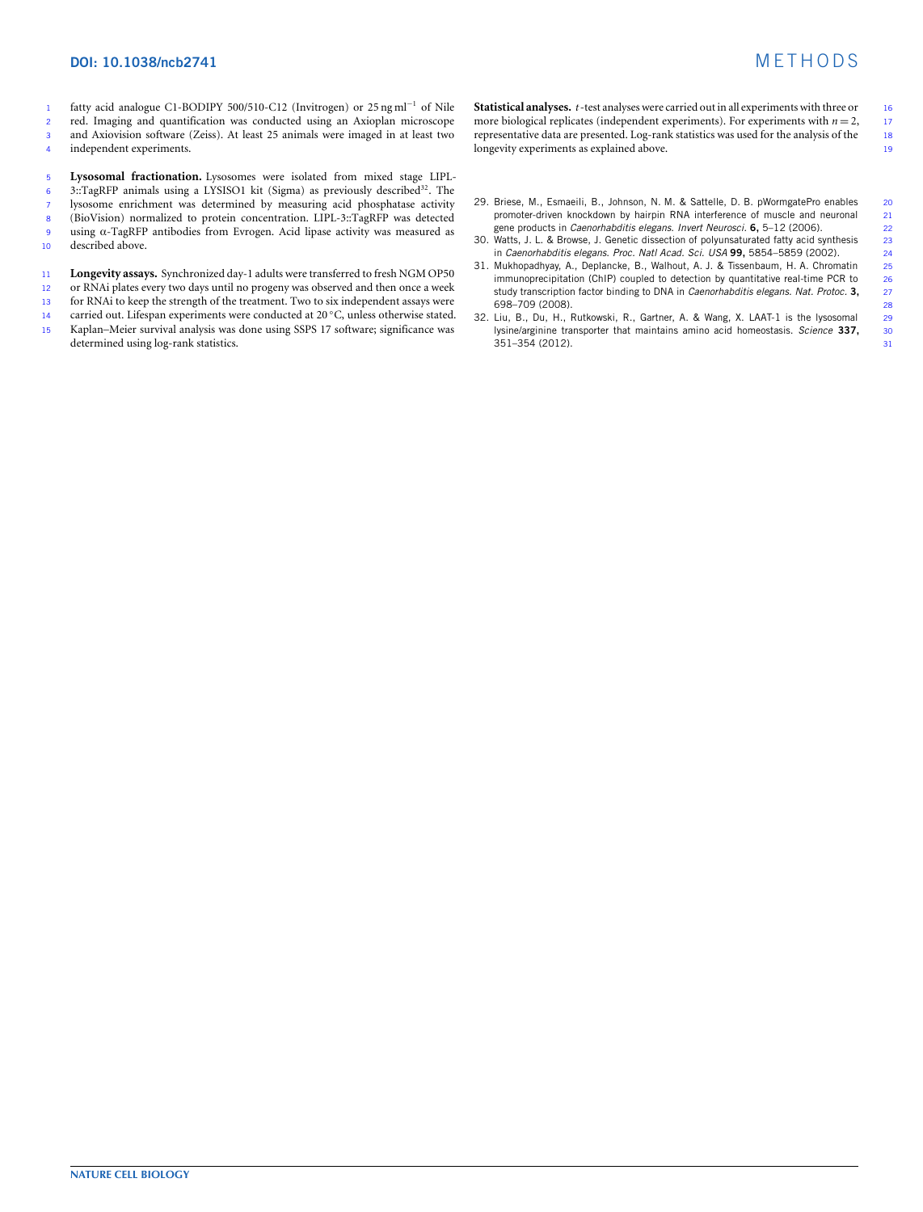fatty acid analogue C1-BODIPY 500/510-C12 (Invitrogen) or 25 ng ml$^{-1}$ of Nile red. Imaging and quantification was conducted using an Axioplan microscope and Axiovision software (Zeiss). At least 25 animals were imaged in at least two independent experiments.

**Lysosomal fractionation.** Lysosomes were isolated from mixed stage LIPL-3::TagRFP animals using a LYSISO1 kit (Sigma) as previously described[32]. The lysosome enrichment was determined by measuring acid phosphatase activity (BioVision) normalized to protein concentration. LIPL-3::TagRFP was detected using α-TagRFP antibodies from Evrogen. Acid lipase activity was measured as described above.

**Longevity assays.** Synchronized day-1 adults were transferred to fresh NGM OP50 or RNAi plates every two days until no progeny was observed and then once a week for RNAi to keep the strength of the treatment. Two to six independent assays were carried out. Lifespan experiments were conducted at 20 °C, unless otherwise stated. Kaplan–Meier survival analysis was done using SSPS 17 software; significance was determined using log-rank statistics.

**Statistical analyses.** *t*-test analyses were carried out in all experiments with three or more biological replicates (independent experiments). For experiments with $n = 2$, representative data are presented. Log-rank statistics was used for the analysis of the longevity experiments as explained above.

29. Briese, M., Esmaeili, B., Johnson, N. M. & Sattelle, D. B. pWormgatePro enables promoter-driven knockdown by hairpin RNA interference of muscle and neuronal gene products in *Caenorhabditis elegans*. *Invert Neurosci.* **6,** 5–12 (2006).
30. Watts, J. L. & Browse, J. Genetic dissection of polyunsaturated fatty acid synthesis in *Caenorhabditis elegans*. *Proc. Natl Acad. Sci. USA* **99,** 5854–5859 (2002).
31. Mukhopadhyay, A., Deplancke, B., Walhout, A. J. & Tissenbaum, H. A. Chromatin immunoprecipitation (ChIP) coupled to detection by quantitative real-time PCR to study transcription factor binding to DNA in *Caenorhabditis elegans*. *Nat. Protoc.* **3,** 698–709 (2008).
32. Liu, B., Du, H., Rutkowski, R., Gartner, A. & Wang, X. LAAT-1 is the lysosomal lysine/arginine transporter that maintains amino acid homeostasis. *Science* **337,** 351–354 (2012).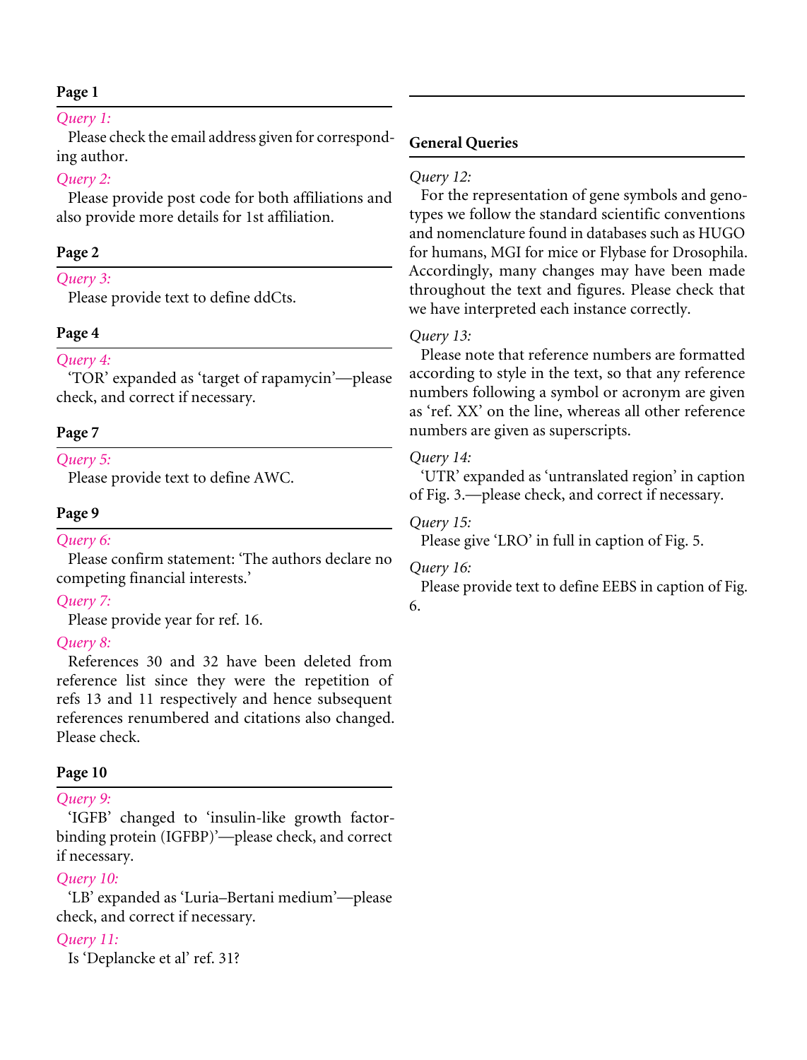**Page 1**

*Query 1:*
Please check the email address given for corresponding author.

*Query 2:*
Please provide post code for both affiliations and also provide more details for 1st affiliation.

**Page 2**

*Query 3:*
Please provide text to define ddCts.

**Page 4**

*Query 4:*
'TOR' expanded as 'target of rapamycin'—please check, and correct if necessary.

**Page 7**

*Query 5:*
Please provide text to define AWC.

**Page 9**

*Query 6:*
Please confirm statement: 'The authors declare no competing financial interests.'

*Query 7:*
Please provide year for ref. 16.

*Query 8:*
References 30 and 32 have been deleted from reference list since they were the repetition of refs 13 and 11 respectively and hence subsequent references renumbered and citations also changed. Please check.

**Page 10**

*Query 9:*
'IGFB' changed to 'insulin-like growth factor-binding protein (IGFBP)'—please check, and correct if necessary.

*Query 10:*
'LB' expanded as 'Luria–Bertani medium'—please check, and correct if necessary.

*Query 11:*
Is 'Deplancke et al' ref. 31?

**General Queries**

*Query 12:*
For the representation of gene symbols and genotypes we follow the standard scientific conventions and nomenclature found in databases such as HUGO for humans, MGI for mice or Flybase for Drosophila. Accordingly, many changes may have been made throughout the text and figures. Please check that we have interpreted each instance correctly.

*Query 13:*
Please note that reference numbers are formatted according to style in the text, so that any reference numbers following a symbol or acronym are given as 'ref. XX' on the line, whereas all other reference numbers are given as superscripts.

*Query 14:*
'UTR' expanded as 'untranslated region' in caption of Fig. 3.—please check, and correct if necessary.

*Query 15:*
Please give 'LRO' in full in caption of Fig. 5.

*Query 16:*
Please provide text to define EEBS in caption of Fig. 6.